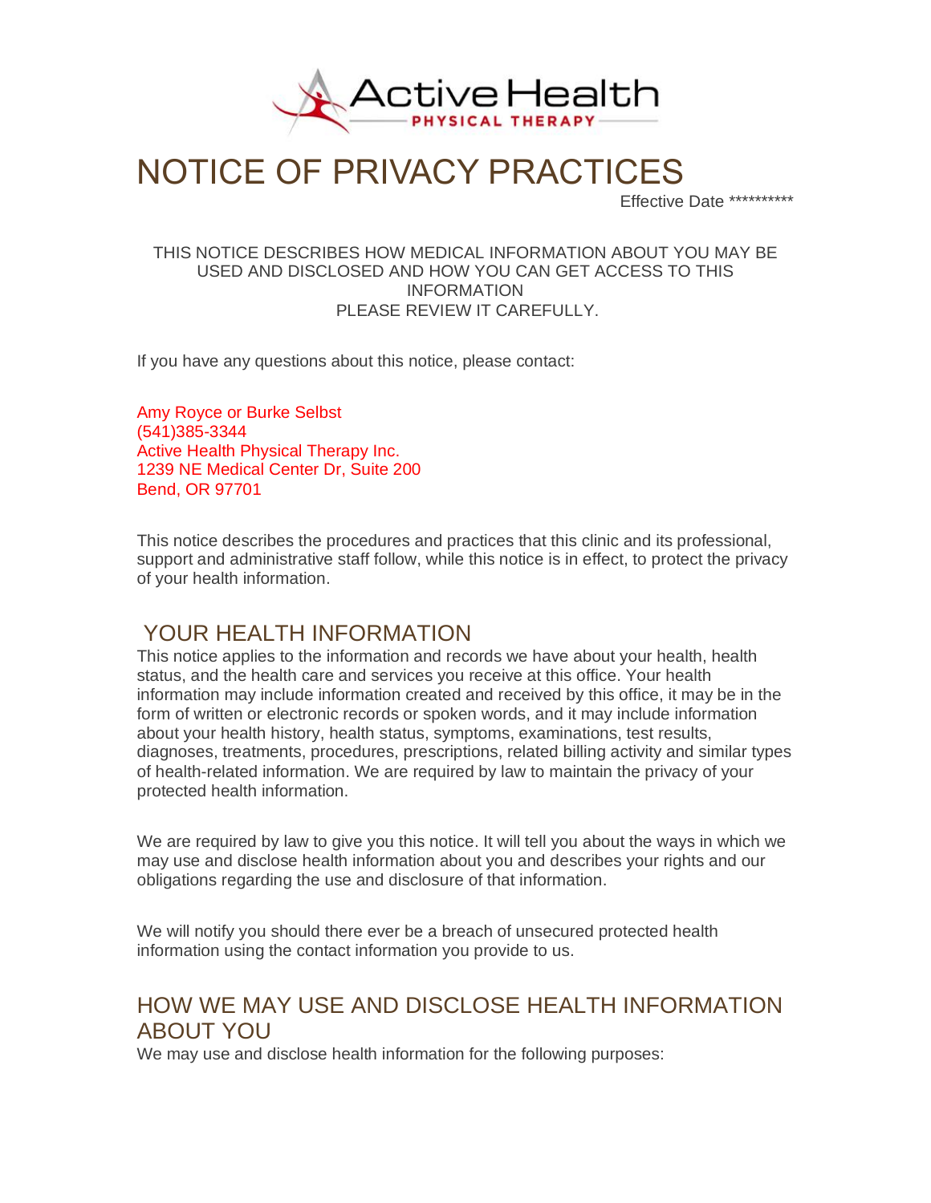Active Health PHYSICAL THERAPY

# NOTICE OF PRIVACY PRACTICES

Effective Date **********

THIS NOTICE DESCRIBES HOW MEDICAL INFORMATION ABOUT YOU MAY BE USED AND DISCLOSED AND HOW YOU CAN GET ACCESS TO THIS INFORMATION
PLEASE REVIEW IT CAREFULLY.

If you have any questions about this notice, please contact:

Amy Royce or Burke Selbst
(541)385-3344
Active Health Physical Therapy Inc.
1239 NE Medical Center Dr, Suite 200
Bend, OR 97701

This notice describes the procedures and practices that this clinic and its professional, support and administrative staff follow, while this notice is in effect, to protect the privacy of your health information.

## YOUR HEALTH INFORMATION

This notice applies to the information and records we have about your health, health status, and the health care and services you receive at this office. Your health information may include information created and received by this office, it may be in the form of written or electronic records or spoken words, and it may include information about your health history, health status, symptoms, examinations, test results, diagnoses, treatments, procedures, prescriptions, related billing activity and similar types of health-related information. We are required by law to maintain the privacy of your protected health information.

We are required by law to give you this notice. It will tell you about the ways in which we may use and disclose health information about you and describes your rights and our obligations regarding the use and disclosure of that information.

We will notify you should there ever be a breach of unsecured protected health information using the contact information you provide to us.

## HOW WE MAY USE AND DISCLOSE HEALTH INFORMATION ABOUT YOU

We may use and disclose health information for the following purposes: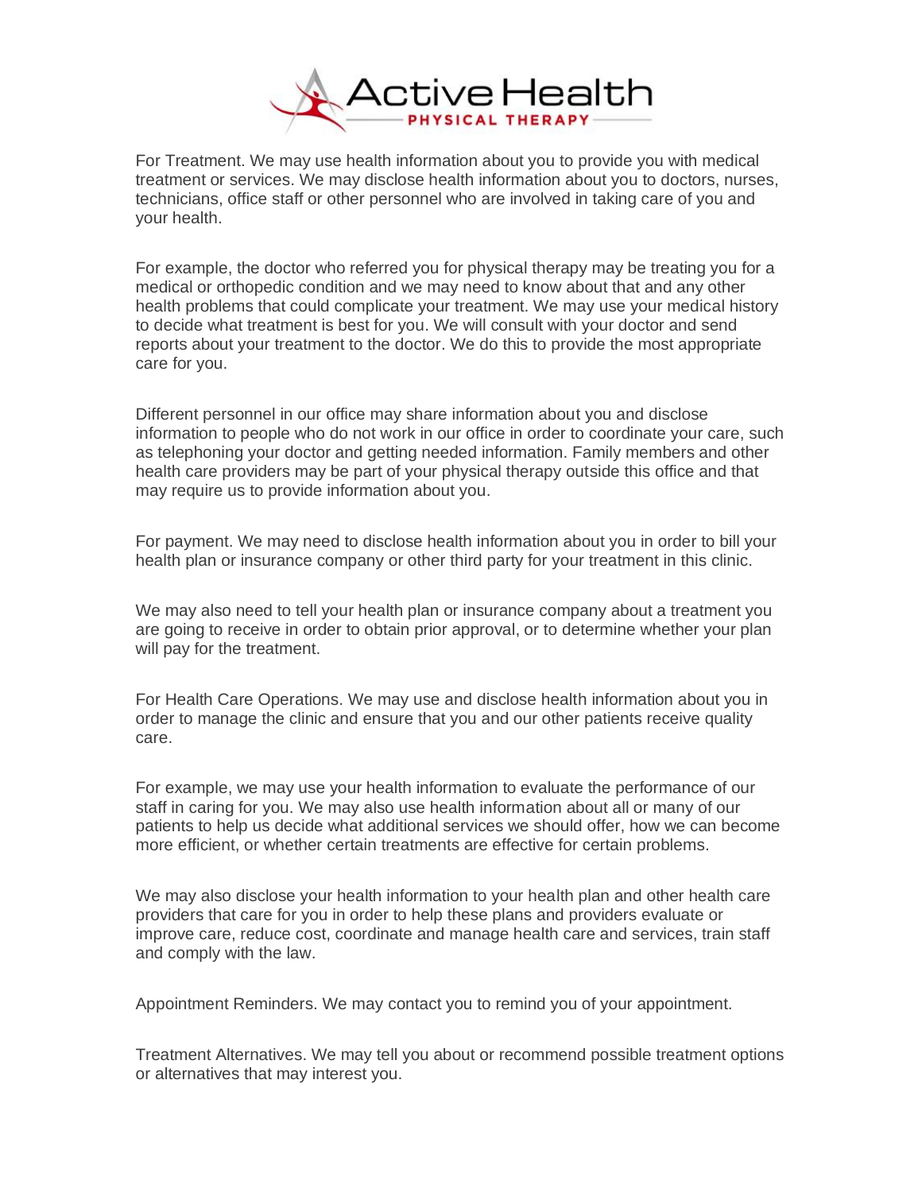For Treatment. We may use health information about you to provide you with medical treatment or services. We may disclose health information about you to doctors, nurses, technicians, office staff or other personnel who are involved in taking care of you and your health.

For example, the doctor who referred you for physical therapy may be treating you for a medical or orthopedic condition and we may need to know about that and any other health problems that could complicate your treatment. We may use your medical history to decide what treatment is best for you. We will consult with your doctor and send reports about your treatment to the doctor. We do this to provide the most appropriate care for you.

Different personnel in our office may share information about you and disclose information to people who do not work in our office in order to coordinate your care, such as telephoning your doctor and getting needed information. Family members and other health care providers may be part of your physical therapy outside this office and that may require us to provide information about you.

For payment. We may need to disclose health information about you in order to bill your health plan or insurance company or other third party for your treatment in this clinic.

We may also need to tell your health plan or insurance company about a treatment you are going to receive in order to obtain prior approval, or to determine whether your plan will pay for the treatment.

For Health Care Operations. We may use and disclose health information about you in order to manage the clinic and ensure that you and our other patients receive quality care.

For example, we may use your health information to evaluate the performance of our staff in caring for you. We may also use health information about all or many of our patients to help us decide what additional services we should offer, how we can become more efficient, or whether certain treatments are effective for certain problems.

We may also disclose your health information to your health plan and other health care providers that care for you in order to help these plans and providers evaluate or improve care, reduce cost, coordinate and manage health care and services, train staff and comply with the law.

Appointment Reminders. We may contact you to remind you of your appointment.

Treatment Alternatives. We may tell you about or recommend possible treatment options or alternatives that may interest you.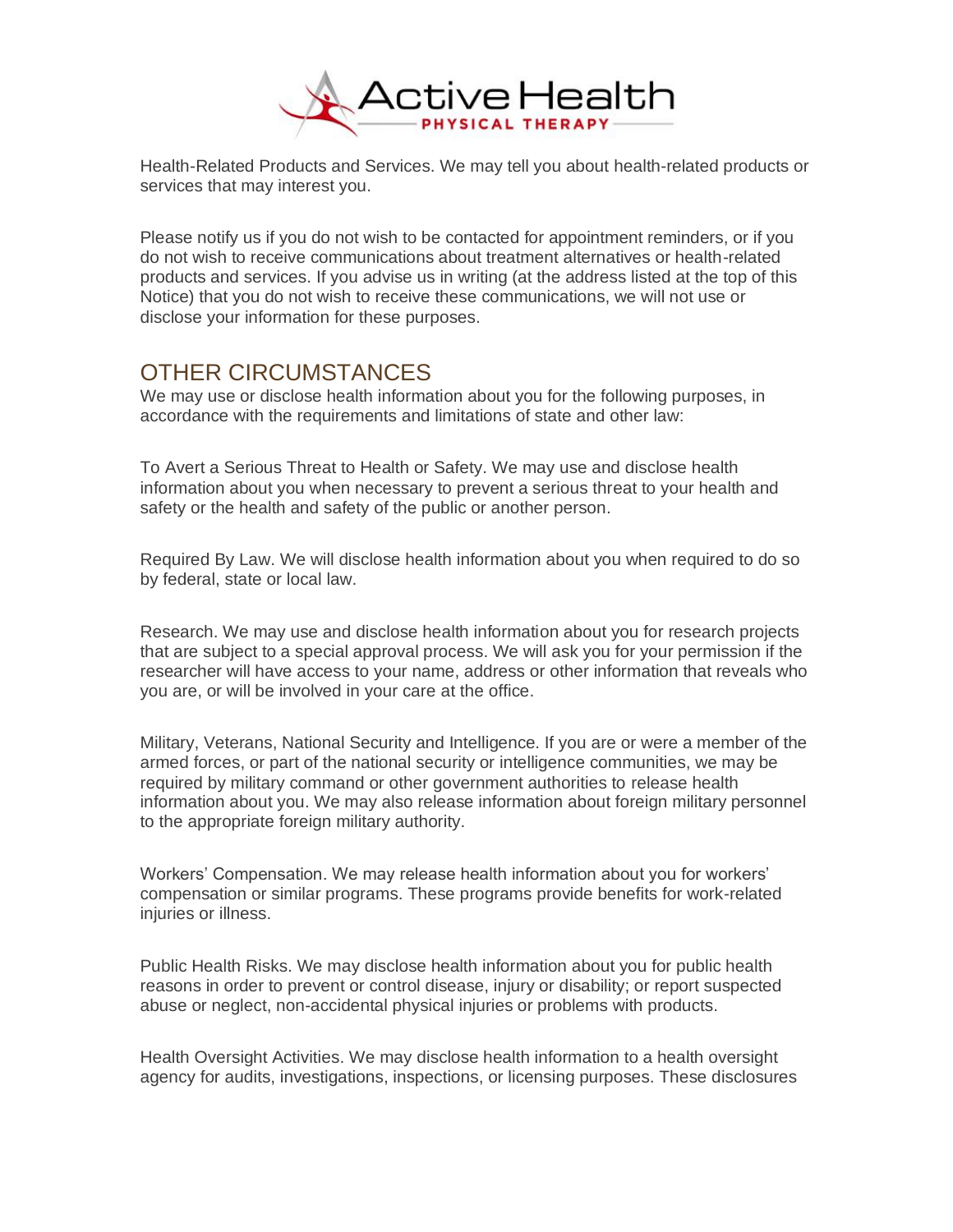Health-Related Products and Services. We may tell you about health-related products or services that may interest you.

Please notify us if you do not wish to be contacted for appointment reminders, or if you do not wish to receive communications about treatment alternatives or health-related products and services. If you advise us in writing (at the address listed at the top of this Notice) that you do not wish to receive these communications, we will not use or disclose your information for these purposes.

## OTHER CIRCUMSTANCES

We may use or disclose health information about you for the following purposes, in accordance with the requirements and limitations of state and other law:

To Avert a Serious Threat to Health or Safety. We may use and disclose health information about you when necessary to prevent a serious threat to your health and safety or the health and safety of the public or another person.

Required By Law. We will disclose health information about you when required to do so by federal, state or local law.

Research. We may use and disclose health information about you for research projects that are subject to a special approval process. We will ask you for your permission if the researcher will have access to your name, address or other information that reveals who you are, or will be involved in your care at the office.

Military, Veterans, National Security and Intelligence. If you are or were a member of the armed forces, or part of the national security or intelligence communities, we may be required by military command or other government authorities to release health information about you. We may also release information about foreign military personnel to the appropriate foreign military authority.

Workers' Compensation. We may release health information about you for workers' compensation or similar programs. These programs provide benefits for work-related injuries or illness.

Public Health Risks. We may disclose health information about you for public health reasons in order to prevent or control disease, injury or disability; or report suspected abuse or neglect, non-accidental physical injuries or problems with products.

Health Oversight Activities. We may disclose health information to a health oversight agency for audits, investigations, inspections, or licensing purposes. These disclosures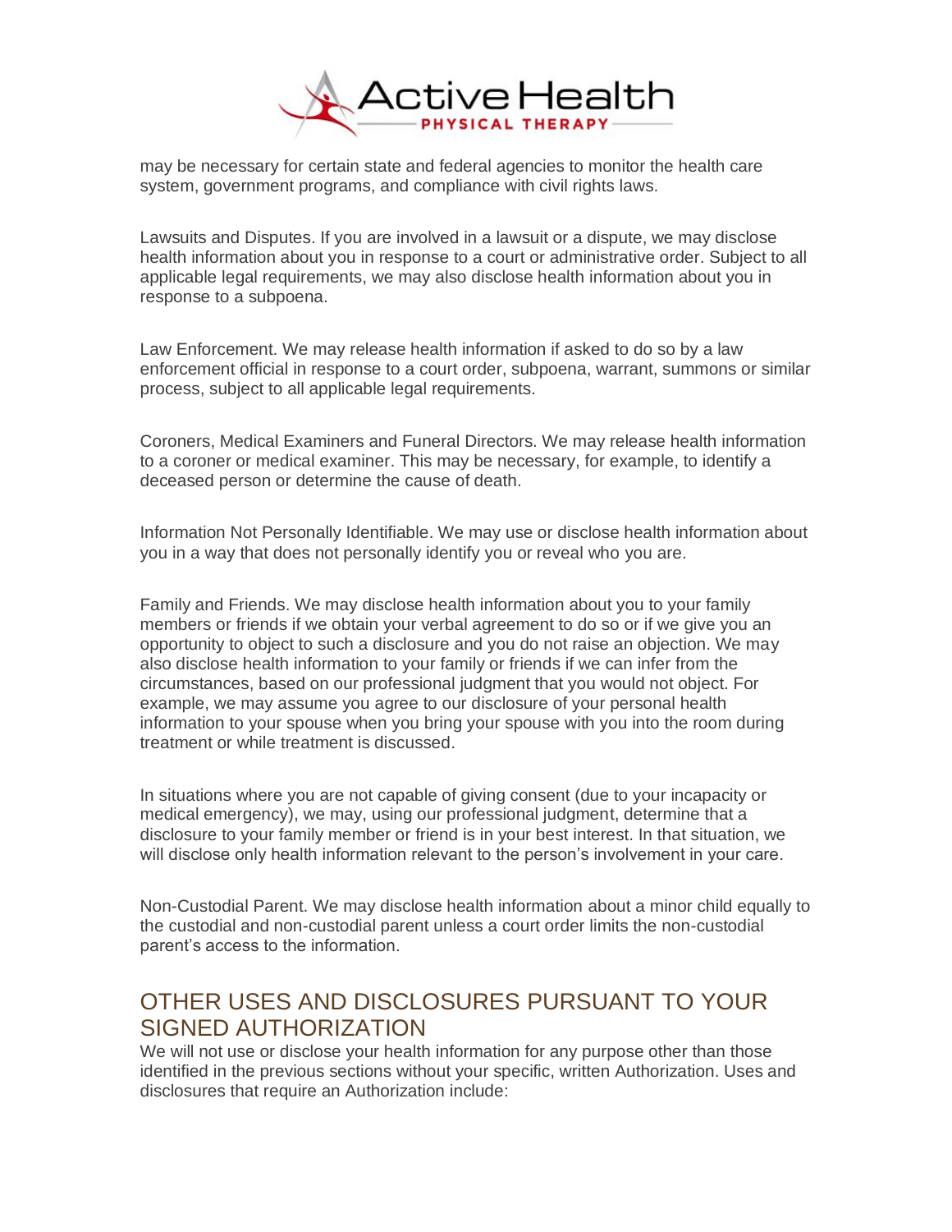may be necessary for certain state and federal agencies to monitor the health care system, government programs, and compliance with civil rights laws.

Lawsuits and Disputes. If you are involved in a lawsuit or a dispute, we may disclose health information about you in response to a court or administrative order. Subject to all applicable legal requirements, we may also disclose health information about you in response to a subpoena.

Law Enforcement. We may release health information if asked to do so by a law enforcement official in response to a court order, subpoena, warrant, summons or similar process, subject to all applicable legal requirements.

Coroners, Medical Examiners and Funeral Directors. We may release health information to a coroner or medical examiner. This may be necessary, for example, to identify a deceased person or determine the cause of death.

Information Not Personally Identifiable. We may use or disclose health information about you in a way that does not personally identify you or reveal who you are.

Family and Friends. We may disclose health information about you to your family members or friends if we obtain your verbal agreement to do so or if we give you an opportunity to object to such a disclosure and you do not raise an objection. We may also disclose health information to your family or friends if we can infer from the circumstances, based on our professional judgment that you would not object. For example, we may assume you agree to our disclosure of your personal health information to your spouse when you bring your spouse with you into the room during treatment or while treatment is discussed.

In situations where you are not capable of giving consent (due to your incapacity or medical emergency), we may, using our professional judgment, determine that a disclosure to your family member or friend is in your best interest. In that situation, we will disclose only health information relevant to the person's involvement in your care.

Non-Custodial Parent. We may disclose health information about a minor child equally to the custodial and non-custodial parent unless a court order limits the non-custodial parent's access to the information.

## OTHER USES AND DISCLOSURES PURSUANT TO YOUR SIGNED AUTHORIZATION

We will not use or disclose your health information for any purpose other than those identified in the previous sections without your specific, written Authorization. Uses and disclosures that require an Authorization include: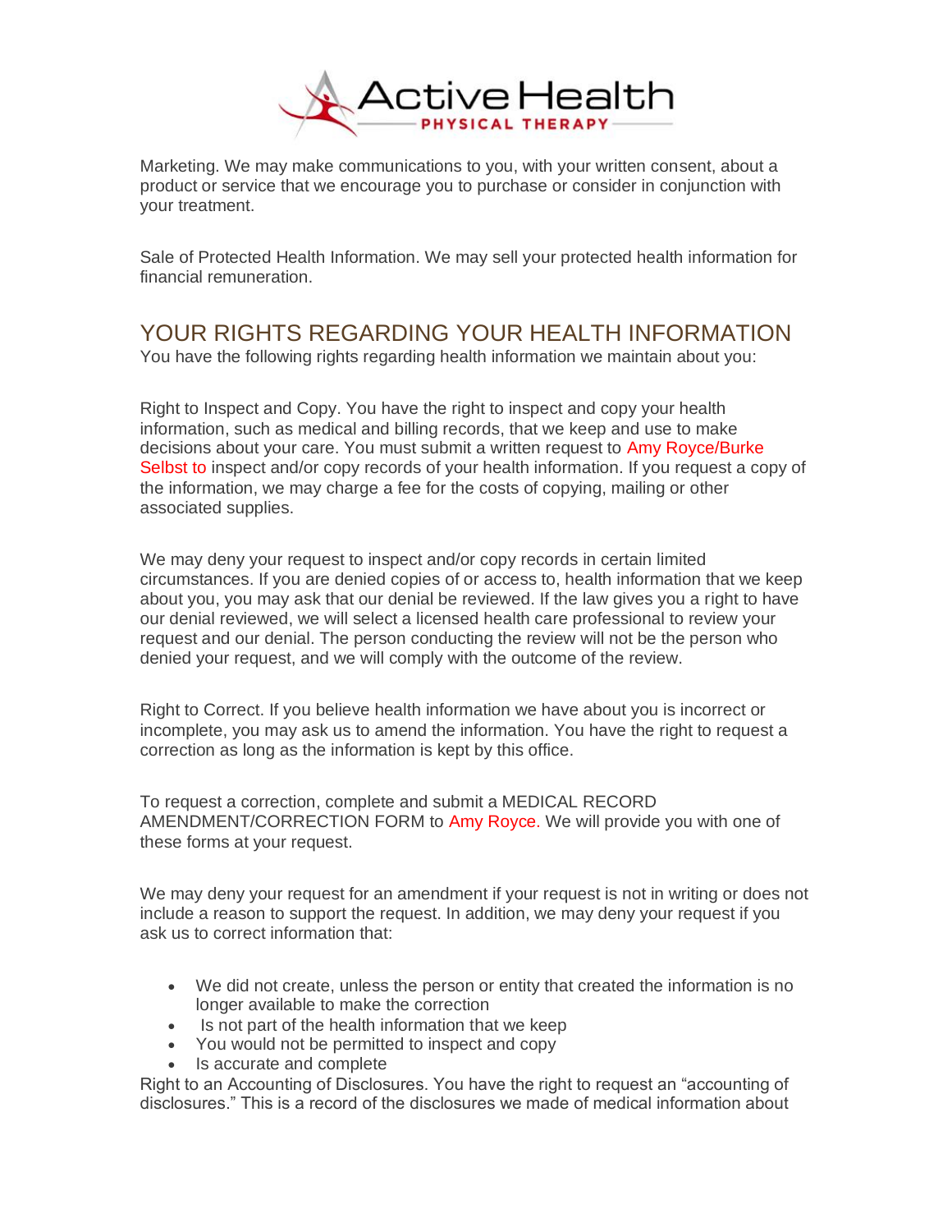Marketing. We may make communications to you, with your written consent, about a product or service that we encourage you to purchase or consider in conjunction with your treatment.

Sale of Protected Health Information. We may sell your protected health information for financial remuneration.

## YOUR RIGHTS REGARDING YOUR HEALTH INFORMATION

You have the following rights regarding health information we maintain about you:

Right to Inspect and Copy. You have the right to inspect and copy your health information, such as medical and billing records, that we keep and use to make decisions about your care. You must submit a written request to Amy Royce/Burke Selbst to inspect and/or copy records of your health information. If you request a copy of the information, we may charge a fee for the costs of copying, mailing or other associated supplies.

We may deny your request to inspect and/or copy records in certain limited circumstances. If you are denied copies of or access to, health information that we keep about you, you may ask that our denial be reviewed. If the law gives you a right to have our denial reviewed, we will select a licensed health care professional to review your request and our denial. The person conducting the review will not be the person who denied your request, and we will comply with the outcome of the review.

Right to Correct. If you believe health information we have about you is incorrect or incomplete, you may ask us to amend the information. You have the right to request a correction as long as the information is kept by this office.

To request a correction, complete and submit a MEDICAL RECORD AMENDMENT/CORRECTION FORM to Amy Royce. We will provide you with one of these forms at your request.

We may deny your request for an amendment if your request is not in writing or does not include a reason to support the request. In addition, we may deny your request if you ask us to correct information that:

- We did not create, unless the person or entity that created the information is no longer available to make the correction
- Is not part of the health information that we keep
- You would not be permitted to inspect and copy
- Is accurate and complete

Right to an Accounting of Disclosures. You have the right to request an "accounting of disclosures." This is a record of the disclosures we made of medical information about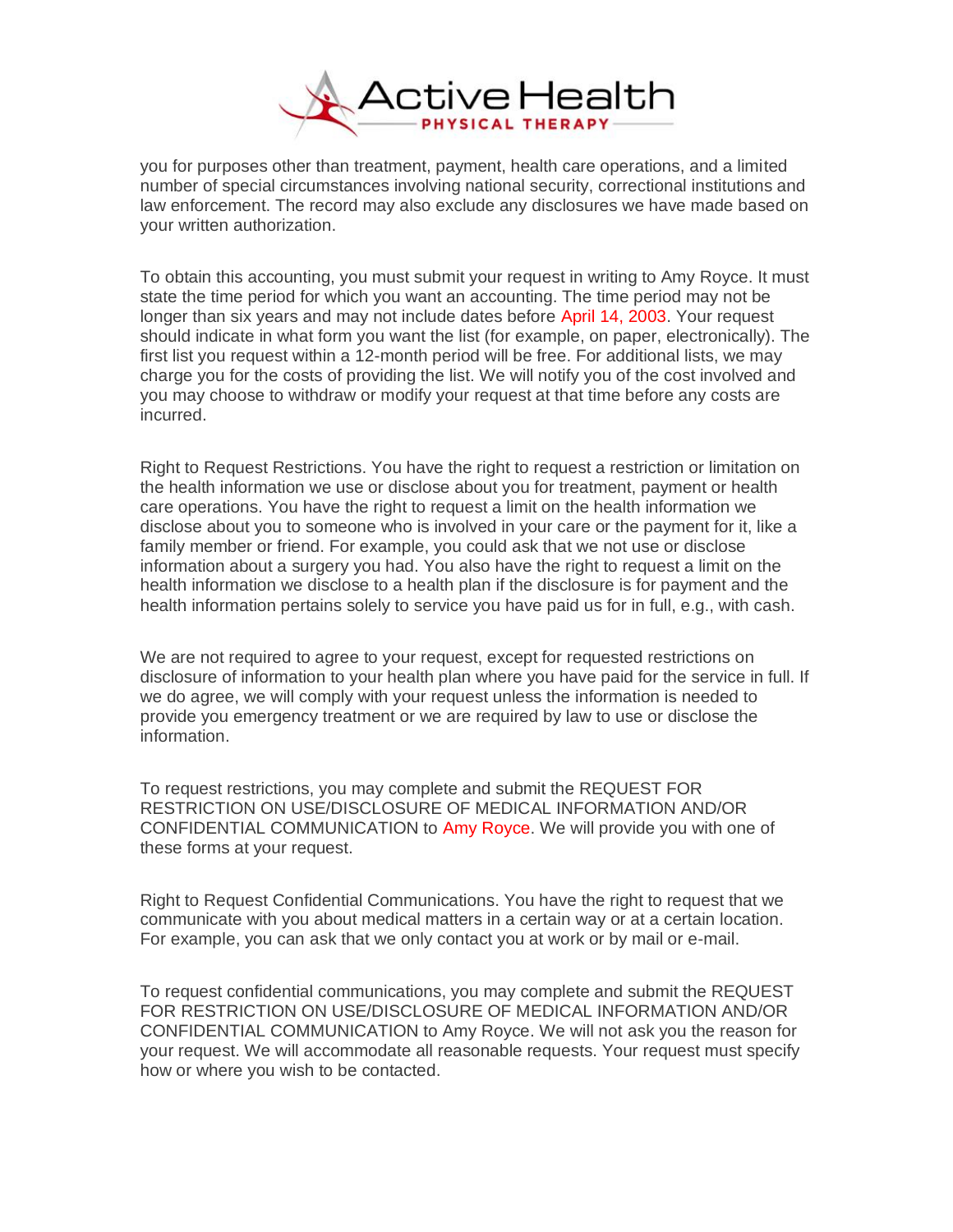you for purposes other than treatment, payment, health care operations, and a limited number of special circumstances involving national security, correctional institutions and law enforcement. The record may also exclude any disclosures we have made based on your written authorization.

To obtain this accounting, you must submit your request in writing to Amy Royce. It must state the time period for which you want an accounting. The time period may not be longer than six years and may not include dates before April 14, 2003. Your request should indicate in what form you want the list (for example, on paper, electronically). The first list you request within a 12-month period will be free. For additional lists, we may charge you for the costs of providing the list. We will notify you of the cost involved and you may choose to withdraw or modify your request at that time before any costs are incurred.

Right to Request Restrictions. You have the right to request a restriction or limitation on the health information we use or disclose about you for treatment, payment or health care operations. You have the right to request a limit on the health information we disclose about you to someone who is involved in your care or the payment for it, like a family member or friend. For example, you could ask that we not use or disclose information about a surgery you had. You also have the right to request a limit on the health information we disclose to a health plan if the disclosure is for payment and the health information pertains solely to service you have paid us for in full, e.g., with cash.

We are not required to agree to your request, except for requested restrictions on disclosure of information to your health plan where you have paid for the service in full. If we do agree, we will comply with your request unless the information is needed to provide you emergency treatment or we are required by law to use or disclose the information.

To request restrictions, you may complete and submit the REQUEST FOR RESTRICTION ON USE/DISCLOSURE OF MEDICAL INFORMATION AND/OR CONFIDENTIAL COMMUNICATION to Amy Royce. We will provide you with one of these forms at your request.

Right to Request Confidential Communications. You have the right to request that we communicate with you about medical matters in a certain way or at a certain location. For example, you can ask that we only contact you at work or by mail or e-mail.

To request confidential communications, you may complete and submit the REQUEST FOR RESTRICTION ON USE/DISCLOSURE OF MEDICAL INFORMATION AND/OR CONFIDENTIAL COMMUNICATION to Amy Royce. We will not ask you the reason for your request. We will accommodate all reasonable requests. Your request must specify how or where you wish to be contacted.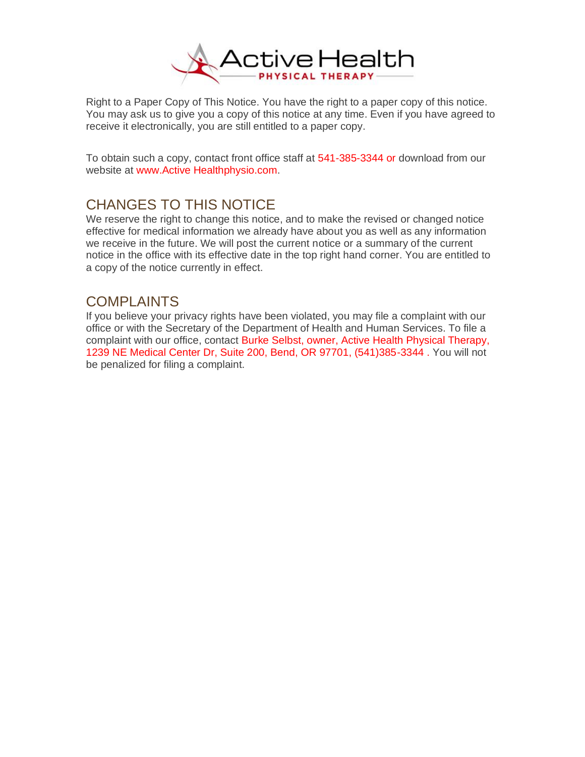Right to a Paper Copy of This Notice. You have the right to a paper copy of this notice. You may ask us to give you a copy of this notice at any time. Even if you have agreed to receive it electronically, you are still entitled to a paper copy.

To obtain such a copy, contact front office staff at 541-385-3344 or download from our website at www.Active Healthphysio.com.

## CHANGES TO THIS NOTICE

We reserve the right to change this notice, and to make the revised or changed notice effective for medical information we already have about you as well as any information we receive in the future. We will post the current notice or a summary of the current notice in the office with its effective date in the top right hand corner. You are entitled to a copy of the notice currently in effect.

## COMPLAINTS

If you believe your privacy rights have been violated, you may file a complaint with our office or with the Secretary of the Department of Health and Human Services. To file a complaint with our office, contact Burke Selbst, owner, Active Health Physical Therapy, 1239 NE Medical Center Dr, Suite 200, Bend, OR 97701, (541)385-3344 . You will not be penalized for filing a complaint.